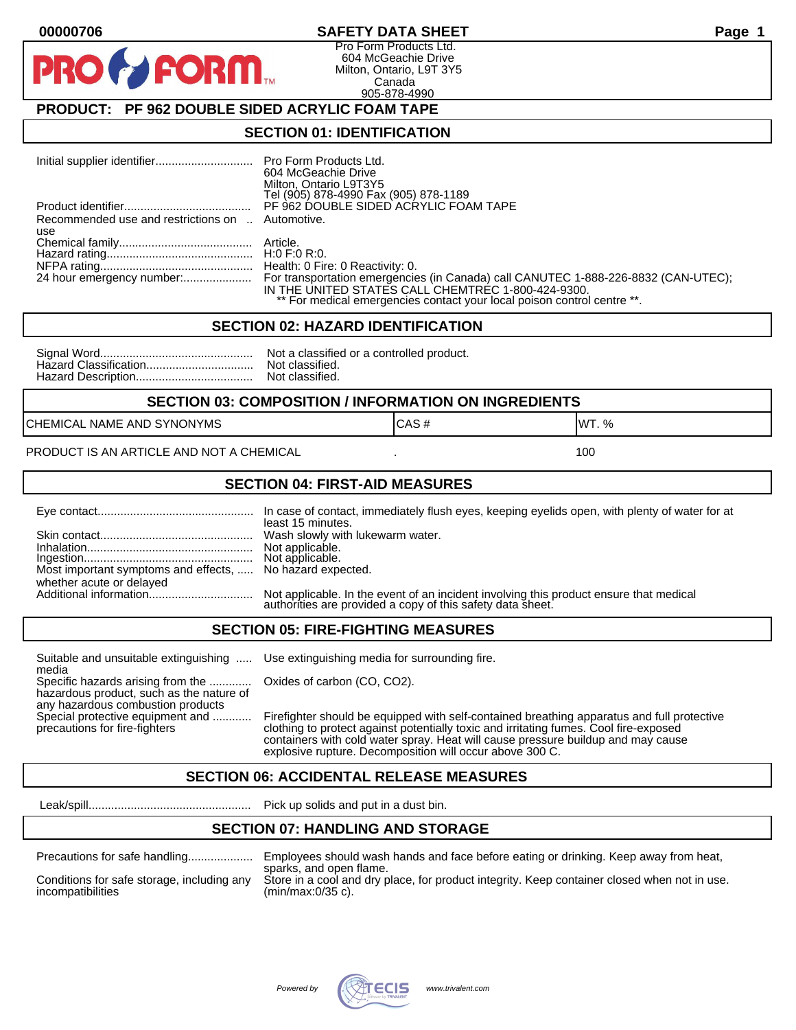00000706

# SAFETY DATA SHEET

Pro Form Products Ltd.
604 McGeachie Drive
Milton, Ontario, L9T 3Y5
Canada
905-878-4990

## PRODUCT: PF 962 DOUBLE SIDED ACRYLIC FOAM TAPE

## SECTION 01: IDENTIFICATION

| | |
|---|---|
| Initial supplier identifier | Pro Form Products Ltd.<br>604 McGeachie Drive<br>Milton, Ontario L9T3Y5<br>Tel (905) 878-4990 Fax (905) 878-1189 |
| Product identifier | PF 962 DOUBLE SIDED ACRYLIC FOAM TAPE |
| Recommended use and restrictions on use | Automotive. |
| Chemical family | Article. |
| Hazard rating | H:0 F:0 R:0. |
| NFPA rating | Health: 0 Fire: 0 Reactivity: 0. |
| 24 hour emergency number: | For transportation emergencies (in Canada) call CANUTEC 1-888-226-8832 (CAN-UTEC); IN THE UNITED STATES CALL CHEMTREC 1-800-424-9300.<br>** For medical emergencies contact your local poison control centre **. |

## SECTION 02: HAZARD IDENTIFICATION

| | |
|---|---|
| Signal Word | Not a classified or a controlled product. |
| Hazard Classification | Not classified. |
| Hazard Description | Not classified. |

## SECTION 03: COMPOSITION / INFORMATION ON INGREDIENTS

| CHEMICAL NAME AND SYNONYMS | CAS # | WT. % |
|---|---|---|
| PRODUCT IS AN ARTICLE AND NOT A CHEMICAL | . | 100 |

## SECTION 04: FIRST-AID MEASURES

| | |
|---|---|
| Eye contact | In case of contact, immediately flush eyes, keeping eyelids open, with plenty of water for at least 15 minutes. |
| Skin contact | Wash slowly with lukewarm water. |
| Inhalation | Not applicable. |
| Ingestion | Not applicable. |
| Most important symptoms and effects, whether acute or delayed | No hazard expected. |
| Additional information | Not applicable. In the event of an incident involving this product ensure that medical authorities are provided a copy of this safety data sheet. |

## SECTION 05: FIRE-FIGHTING MEASURES

| | |
|---|---|
| Suitable and unsuitable extinguishing media | Use extinguishing media for surrounding fire. |
| Specific hazards arising from the hazardous product, such as the nature of any hazardous combustion products | Oxides of carbon (CO, CO2). |
| Special protective equipment and precautions for fire-fighters | Firefighter should be equipped with self-contained breathing apparatus and full protective clothing to protect against potentially toxic and irritating fumes. Cool fire-exposed containers with cold water spray. Heat will cause pressure buildup and may cause explosive rupture. Decomposition will occur above 300 C. |

## SECTION 06: ACCIDENTAL RELEASE MEASURES

| | |
|---|---|
| Leak/spill | Pick up solids and put in a dust bin. |

## SECTION 07: HANDLING AND STORAGE

| | |
|---|---|
| Precautions for safe handling | Employees should wash hands and face before eating or drinking. Keep away from heat, sparks, and open flame. |
| Conditions for safe storage, including any incompatibilities | Store in a cool and dry place, for product integrity. Keep container closed when not in use. (min/max:0/35 c). |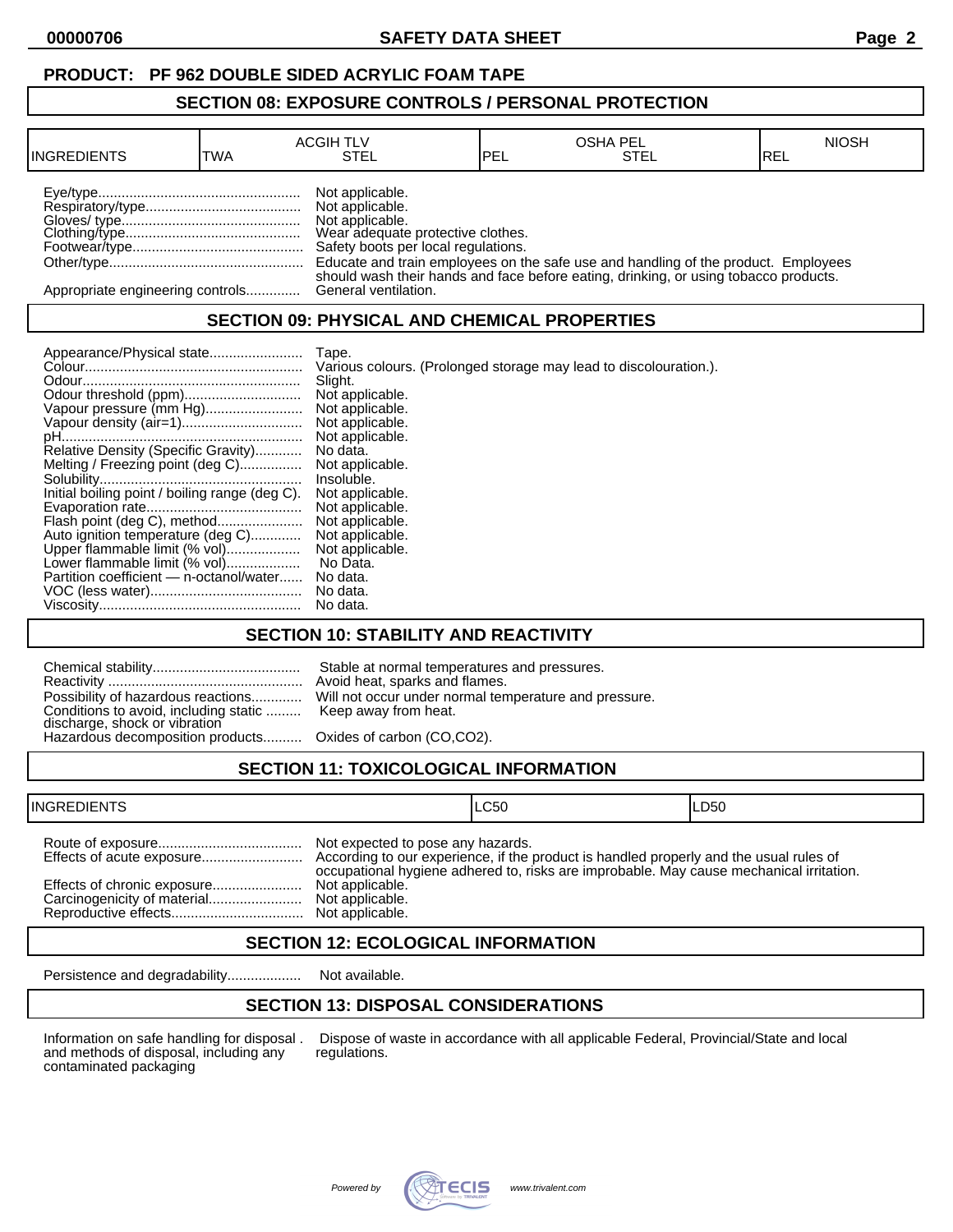**PRODUCT: PF 962 DOUBLE SIDED ACRYLIC FOAM TAPE**

## SECTION 08: EXPOSURE CONTROLS / PERSONAL PROTECTION

| INGREDIENTS | ACGIH TLV | | OSHA PEL | | NIOSH |
|---|---|---|---|---|---|
| | TWA | STEL | PEL | STEL | REL |

Eye/type.................................................... Not applicable.
Respiratory/type........................................ Not applicable.
Gloves/ type.............................................. Not applicable.
Clothing/type............................................. Wear adequate protective clothes.
Footwear/type............................................ Safety boots per local regulations.
Other/type.................................................. Educate and train employees on the safe use and handling of the product. Employees should wash their hands and face before eating, drinking, or using tobacco products.
Appropriate engineering controls.............. General ventilation.

## SECTION 09: PHYSICAL AND CHEMICAL PROPERTIES

Appearance/Physical state........................ Tape.
Colour........................................................ Various colours. (Prolonged storage may lead to discolouration.).
Odour........................................................ Slight.
Odour threshold (ppm).............................. Not applicable.
Vapour pressure (mm Hg)......................... Not applicable.
Vapour density (air=1)............................... Not applicable.
pH............................................................. Not applicable.
Relative Density (Specific Gravity)............ No data.
Melting / Freezing point (deg C)................ Not applicable.
Solubility.................................................... Insoluble.
Initial boiling point / boiling range (deg C). Not applicable.
Evaporation rate........................................ Not applicable.
Flash point (deg C), method...................... Not applicable.
Auto ignition temperature (deg C)............. Not applicable.
Upper flammable limit (% vol)................... Not applicable.
Lower flammable limit (% vol)................... No Data.
Partition coefficient — n-octanol/water...... No data.
VOC (less water)....................................... No data.
Viscosity.................................................... No data.

## SECTION 10: STABILITY AND REACTIVITY

Chemical stability...................................... Stable at normal temperatures and pressures.
Reactivity .................................................. Avoid heat, sparks and flames.
Possibility of hazardous reactions............. Will not occur under normal temperature and pressure.
Conditions to avoid, including static discharge, shock or vibration ......... Keep away from heat.
Hazardous decomposition products.......... Oxides of carbon (CO,CO2).

## SECTION 11: TOXICOLOGICAL INFORMATION

| INGREDIENTS | LC50 | LD50 |
|---|---|---|

Route of exposure..................................... Not expected to pose any hazards.
Effects of acute exposure.......................... According to our experience, if the product is handled properly and the usual rules of occupational hygiene adhered to, risks are improbable. May cause mechanical irritation.
Effects of chronic exposure....................... Not applicable.
Carcinogenicity of material........................ Not applicable.
Reproductive effects.................................. Not applicable.

## SECTION 12: ECOLOGICAL INFORMATION

Persistence and degradability................... Not available.

## SECTION 13: DISPOSAL CONSIDERATIONS

Information on safe handling for disposal and methods of disposal, including any contaminated packaging . Dispose of waste in accordance with all applicable Federal, Provincial/State and local regulations.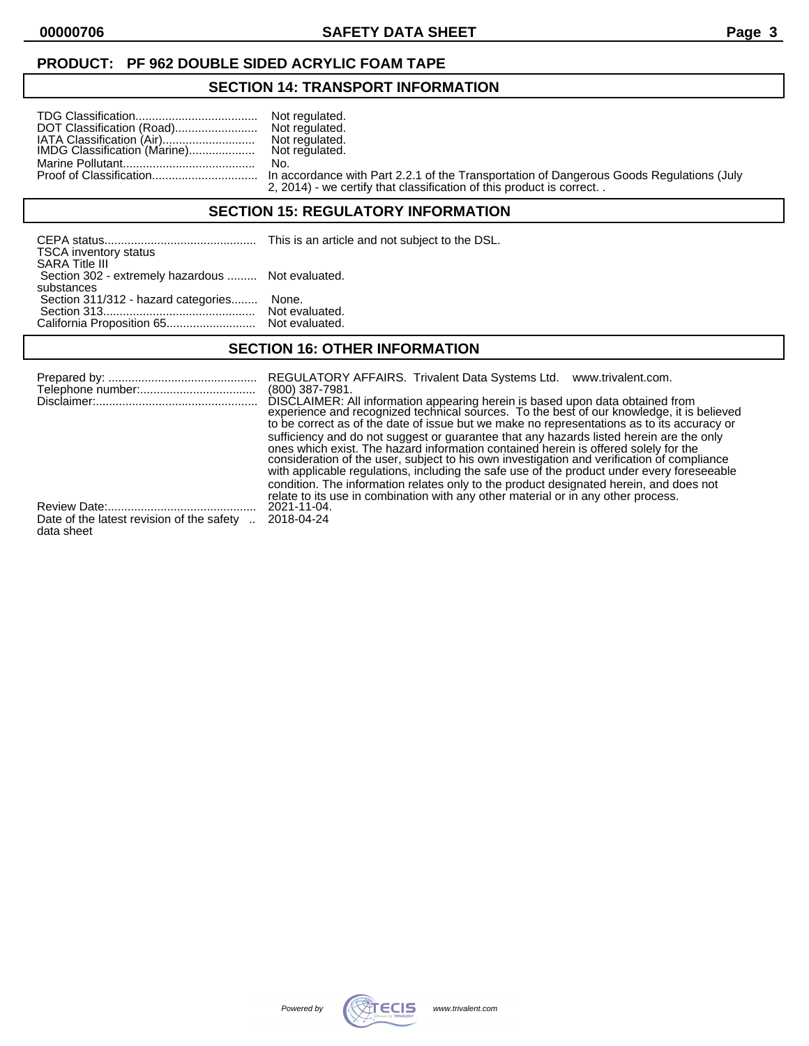**PRODUCT: PF 962 DOUBLE SIDED ACRYLIC FOAM TAPE**

## SECTION 14: TRANSPORT INFORMATION

| | |
|---|---|
| TDG Classification | Not regulated. |
| DOT Classification (Road) | Not regulated. |
| IATA Classification (Air) | Not regulated. |
| IMDG Classification (Marine) | Not regulated. |
| Marine Pollutant | No. |
| Proof of Classification | In accordance with Part 2.2.1 of the Transportation of Dangerous Goods Regulations (July 2, 2014) - we certify that classification of this product is correct. . |

## SECTION 15: REGULATORY INFORMATION

| | |
|---|---|
| CEPA status | This is an article and not subject to the DSL. |
| TSCA inventory status | |
| SARA Title III | |
| Section 302 - extremely hazardous substances | Not evaluated. |
| Section 311/312 - hazard categories | None. |
| Section 313 | Not evaluated. |
| California Proposition 65 | Not evaluated. |

## SECTION 16: OTHER INFORMATION

| | |
|---|---|
| Prepared by: | REGULATORY AFFAIRS. Trivalent Data Systems Ltd. www.trivalent.com. |
| Telephone number: | (800) 387-7981. |
| Disclaimer: | DISCLAIMER: All information appearing herein is based upon data obtained from experience and recognized technical sources. To the best of our knowledge, it is believed to be correct as of the date of issue but we make no representations as to its accuracy or sufficiency and do not suggest or guarantee that any hazards listed herein are the only ones which exist. The hazard information contained herein is offered solely for the consideration of the user, subject to his own investigation and verification of compliance with applicable regulations, including the safe use of the product under every foreseeable condition. The information relates only to the product designated herein, and does not relate to its use in combination with any other material or in any other process. |
| Review Date: | 2021-11-04. |
| Date of the latest revision of the safety data sheet | 2018-04-24 |